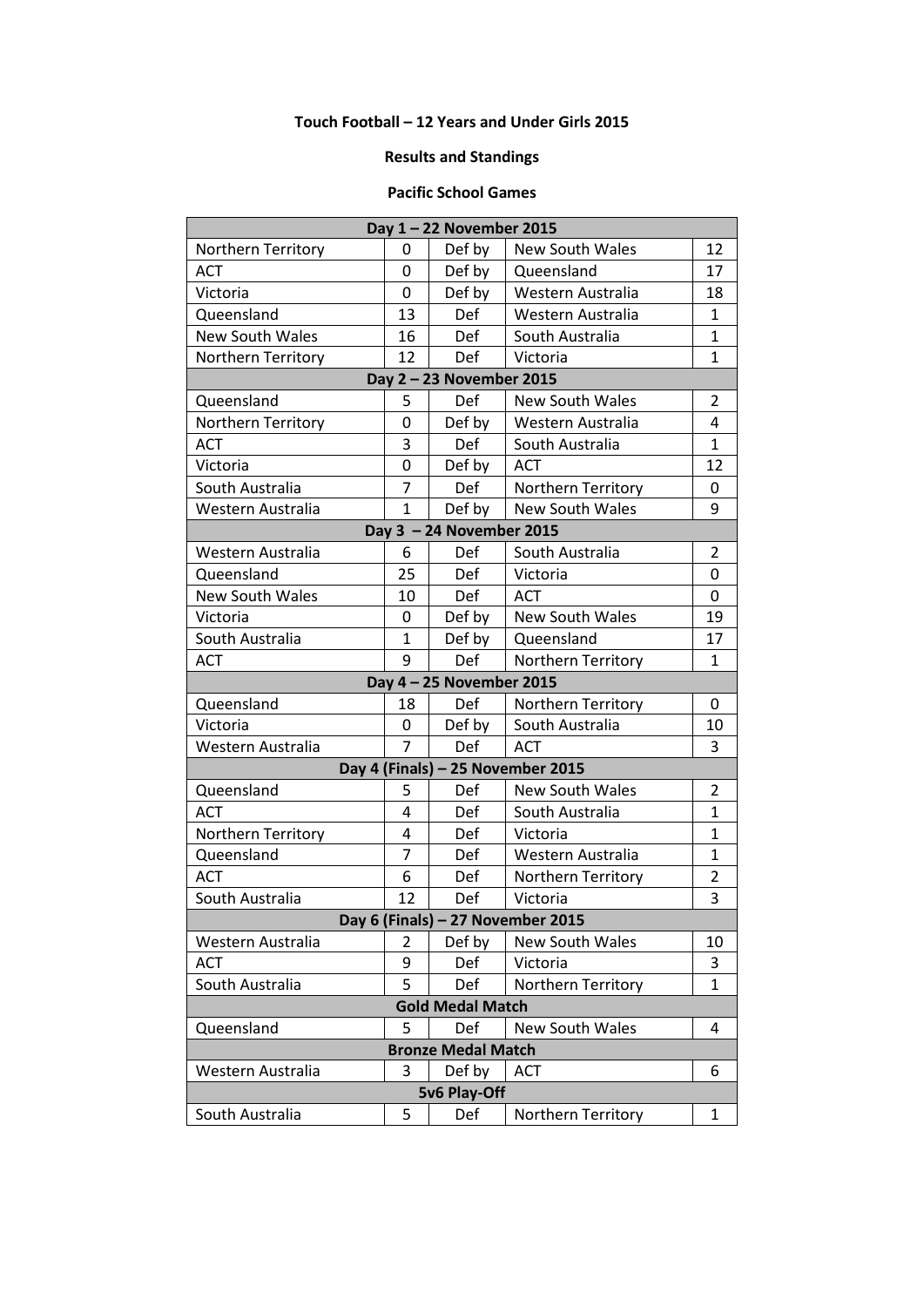**Touch Football – 12 Years and Under Girls 2015**

**Results and Standings**

**Pacific School Games**

| Day 1 – 22 November 2015 | | | | |
|---|---|---|---|---|
| Northern Territory | 0 | Def by | New South Wales | 12 |
| ACT | 0 | Def by | Queensland | 17 |
| Victoria | 0 | Def by | Western Australia | 18 |
| Queensland | 13 | Def | Western Australia | 1 |
| New South Wales | 16 | Def | South Australia | 1 |
| Northern Territory | 12 | Def | Victoria | 1 |
| **Day 2 – 23 November 2015** | | | | |
| Queensland | 5 | Def | New South Wales | 2 |
| Northern Territory | 0 | Def by | Western Australia | 4 |
| ACT | 3 | Def | South Australia | 1 |
| Victoria | 0 | Def by | ACT | 12 |
| South Australia | 7 | Def | Northern Territory | 0 |
| Western Australia | 1 | Def by | New South Wales | 9 |
| **Day 3 – 24 November 2015** | | | | |
| Western Australia | 6 | Def | South Australia | 2 |
| Queensland | 25 | Def | Victoria | 0 |
| New South Wales | 10 | Def | ACT | 0 |
| Victoria | 0 | Def by | New South Wales | 19 |
| South Australia | 1 | Def by | Queensland | 17 |
| ACT | 9 | Def | Northern Territory | 1 |
| **Day 4 – 25 November 2015** | | | | |
| Queensland | 18 | Def | Northern Territory | 0 |
| Victoria | 0 | Def by | South Australia | 10 |
| Western Australia | 7 | Def | ACT | 3 |
| **Day 4 (Finals) – 25 November 2015** | | | | |
| Queensland | 5 | Def | New South Wales | 2 |
| ACT | 4 | Def | South Australia | 1 |
| Northern Territory | 4 | Def | Victoria | 1 |
| Queensland | 7 | Def | Western Australia | 1 |
| ACT | 6 | Def | Northern Territory | 2 |
| South Australia | 12 | Def | Victoria | 3 |
| **Day 6 (Finals) – 27 November 2015** | | | | |
| Western Australia | 2 | Def by | New South Wales | 10 |
| ACT | 9 | Def | Victoria | 3 |
| South Australia | 5 | Def | Northern Territory | 1 |
| **Gold Medal Match** | | | | |
| Queensland | 5 | Def | New South Wales | 4 |
| **Bronze Medal Match** | | | | |
| Western Australia | 3 | Def by | ACT | 6 |
| **5v6 Play-Off** | | | | |
| South Australia | 5 | Def | Northern Territory | 1 |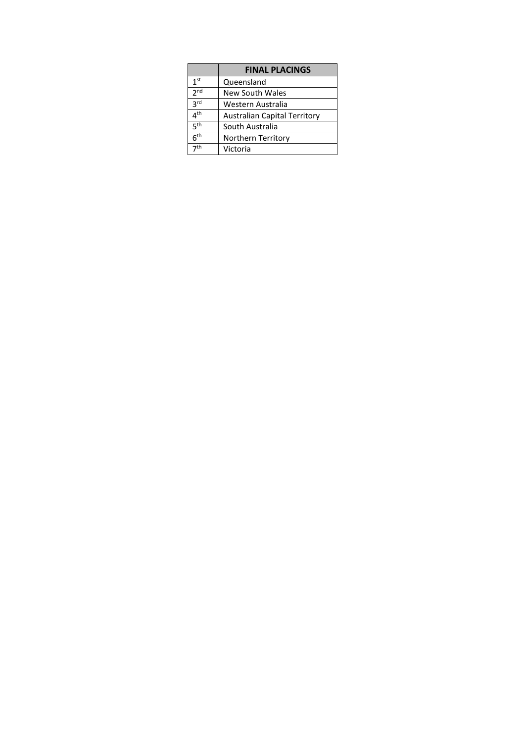| | FINAL PLACINGS |
|---|---|
| 1st | Queensland |
| 2nd | New South Wales |
| 3rd | Western Australia |
| 4th | Australian Capital Territory |
| 5th | South Australia |
| 6th | Northern Territory |
| 7th | Victoria |